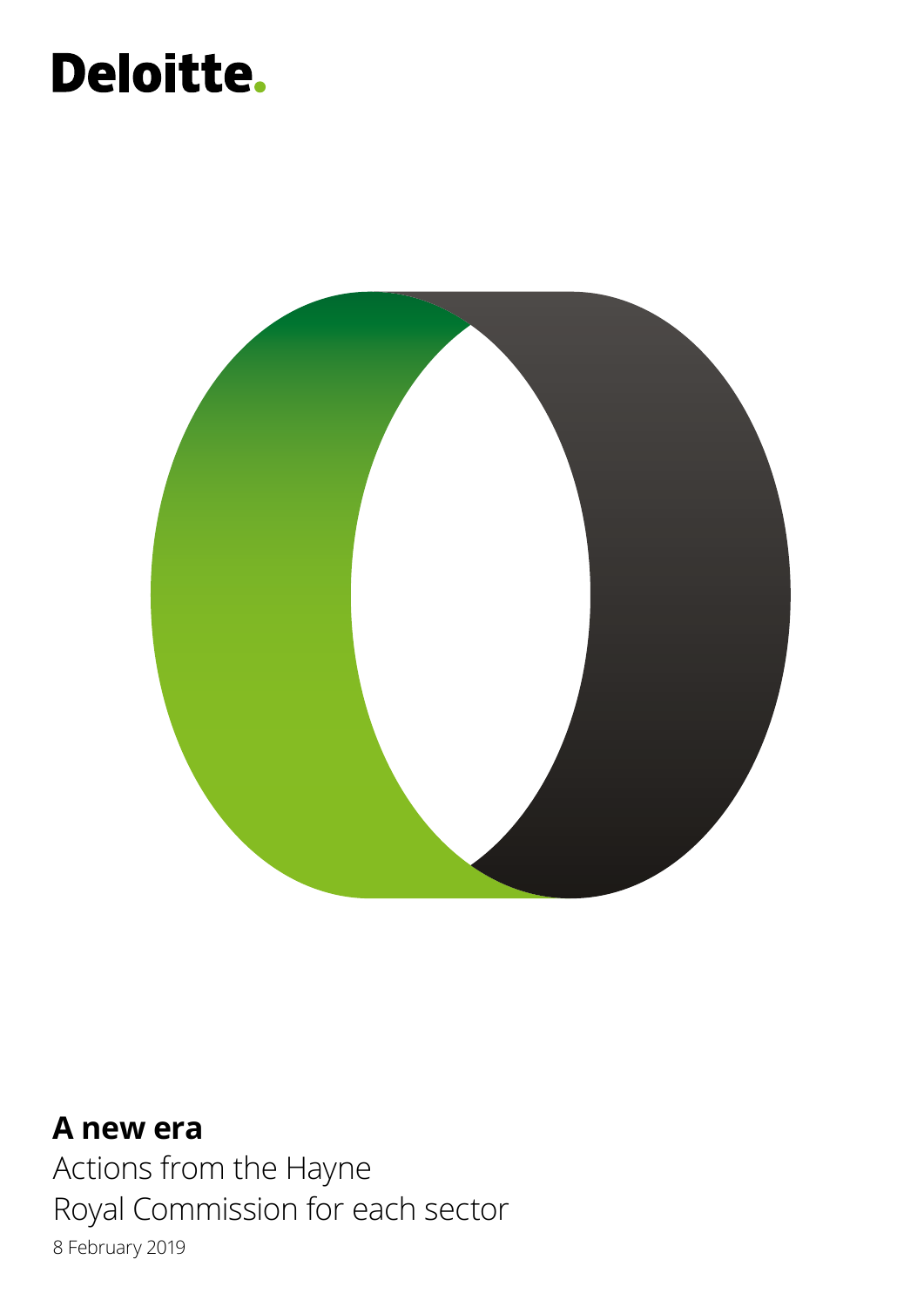Deloitte.

# A new era

Actions from the Hayne Royal Commission for each sector

8 February 2019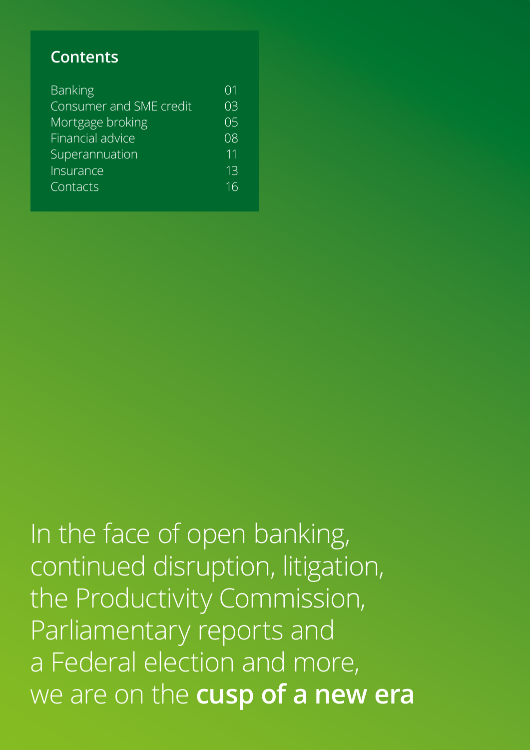## Contents

| | |
|---|---|
| Banking | 01 |
| Consumer and SME credit | 03 |
| Mortgage broking | 05 |
| Financial advice | 08 |
| Superannuation | 11 |
| Insurance | 13 |
| Contacts | 16 |

In the face of open banking, continued disruption, litigation, the Productivity Commission, Parliamentary reports and a Federal election and more, we are on the **cusp of a new era**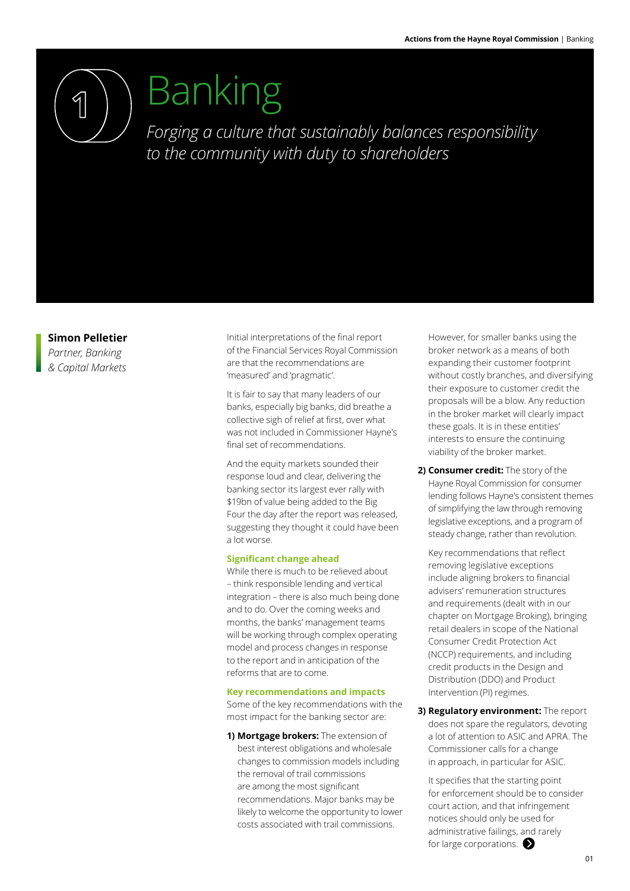# 1 Banking

*Forging a culture that sustainably balances responsibility to the community with duty to shareholders*

**Simon Pelletier**
*Partner, Banking & Capital Markets*

Initial interpretations of the final report of the Financial Services Royal Commission are that the recommendations are 'measured' and 'pragmatic'.

It is fair to say that many leaders of our banks, especially big banks, did breathe a collective sigh of relief at first, over what was not included in Commissioner Hayne's final set of recommendations.

And the equity markets sounded their response loud and clear, delivering the banking sector its largest ever rally with $19bn of value being added to the Big Four the day after the report was released, suggesting they thought it could have been a lot worse.

### Significant change ahead

While there is much to be relieved about – think responsible lending and vertical integration – there is also much being done and to do. Over the coming weeks and months, the banks' management teams will be working through complex operating model and process changes in response to the report and in anticipation of the reforms that are to come.

### Key recommendations and impacts

Some of the key recommendations with the most impact for the banking sector are:

1) **Mortgage brokers:** The extension of best interest obligations and wholesale changes to commission models including the removal of trail commissions are among the most significant recommendations. Major banks may be likely to welcome the opportunity to lower costs associated with trail commissions.

   However, for smaller banks using the broker network as a means of both expanding their customer footprint without costly branches, and diversifying their exposure to customer credit the proposals will be a blow. Any reduction in the broker market will clearly impact these goals. It is in these entities' interests to ensure the continuing viability of the broker market.

2) **Consumer credit:** The story of the Hayne Royal Commission for consumer lending follows Hayne's consistent themes of simplifying the law through removing legislative exceptions, and a program of steady change, rather than revolution.

   Key recommendations that reflect removing legislative exceptions include aligning brokers to financial advisers' remuneration structures and requirements (dealt with in our chapter on Mortgage Broking), bringing retail dealers in scope of the National Consumer Credit Protection Act (NCCP) requirements, and including credit products in the Design and Distribution (DDO) and Product Intervention (PI) regimes.

3) **Regulatory environment:** The report does not spare the regulators, devoting a lot of attention to ASIC and APRA. The Commissioner calls for a change in approach, in particular for ASIC.

   It specifies that the starting point for enforcement should be to consider court action, and that infringement notices should only be used for administrative failings, and rarely for large corporations.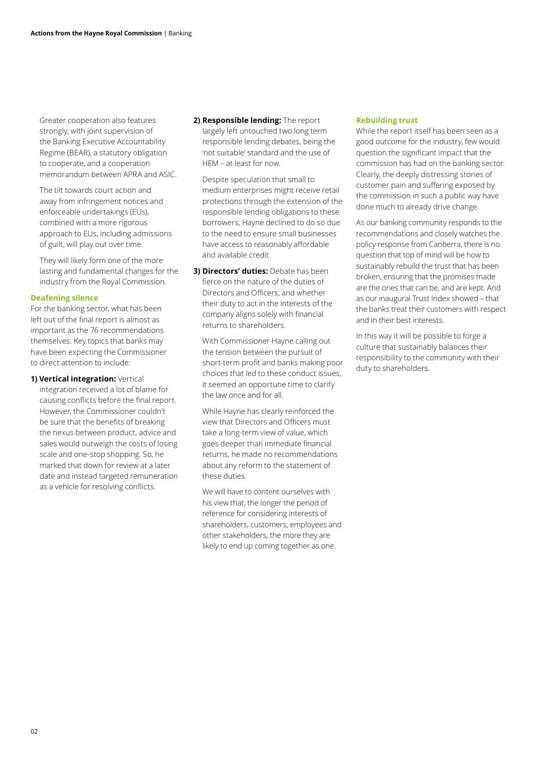Greater cooperation also features strongly, with joint supervision of the Banking Executive Accountability Regime (BEAR), a statutory obligation to cooperate, and a cooperation memorandum between APRA and ASIC.

The tilt towards court action and away from infringement notices and enforceable undertakings (EUs), combined with a more rigorous approach to EUs, including admissions of guilt, will play out over time.

They will likely form one of the more lasting and fundamental changes for the industry from the Royal Commission.

### Deafening silence

For the banking sector, what has been left out of the final report is almost as important as the 76 recommendations themselves. Key topics that banks may have been expecting the Commissioner to direct attention to include:

1) **Vertical integration:** Vertical integration received a lot of blame for causing conflicts before the final report. However, the Commissioner couldn't be sure that the benefits of breaking the nexus between product, advice and sales would outweigh the costs of losing scale and one-stop shopping. So, he marked that down for review at a later date and instead targeted remuneration as a vehicle for resolving conflicts.

2) **Responsible lending:** The report largely left untouched two long term responsible lending debates, being the 'not suitable' standard and the use of HEM – at least for now.

   Despite speculation that small to medium enterprises might receive retail protections through the extension of the responsible lending obligations to these borrowers, Hayne declined to do so due to the need to ensure small businesses have access to reasonably affordable and available credit.

3) **Directors' duties:** Debate has been fierce on the nature of the duties of Directors and Officers, and whether their duty to act in the interests of the company aligns solely with financial returns to shareholders.

   With Commissioner Hayne calling out the tension between the pursuit of short-term profit and banks making poor choices that led to these conduct issues, it seemed an opportune time to clarify the law once and for all.

   While Hayne has clearly reinforced the view that Directors and Officers must take a long-term view of value, which goes deeper than immediate financial returns, he made no recommendations about any reform to the statement of these duties.

   We will have to content ourselves with his view that, the longer the period of reference for considering interests of shareholders, customers, employees and other stakeholders, the more they are likely to end up coming together as one.

### Rebuilding trust

While the report itself has been seen as a good outcome for the industry, few would question the significant impact that the commission has had on the banking sector. Clearly, the deeply distressing stories of customer pain and suffering exposed by the commission in such a public way have done much to already drive change.

As our banking community responds to the recommendations and closely watches the policy response from Canberra, there is no question that top of mind will be how to sustainably rebuild the trust that has been broken, ensuring that the promises made are the ones that can be, and are kept. And as our inaugural Trust Index showed – that the banks treat their customers with respect and in their best interests.

In this way it will be possible to forge a culture that sustainably balances their responsibility to the community with their duty to shareholders.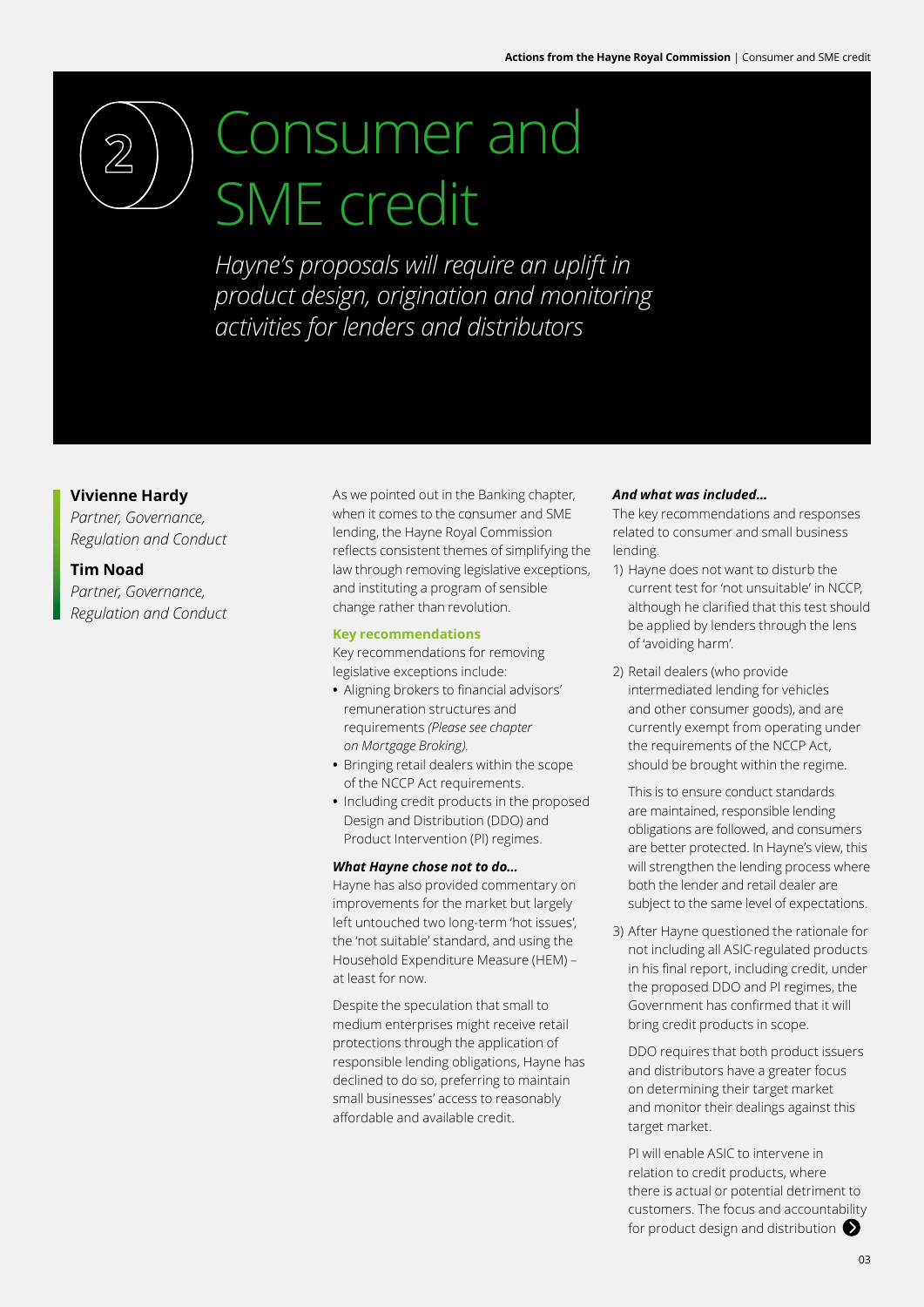# 2 Consumer and SME credit

*Hayne's proposals will require an uplift in product design, origination and monitoring activities for lenders and distributors*

**Vivienne Hardy**
*Partner, Governance, Regulation and Conduct*

**Tim Noad**
*Partner, Governance, Regulation and Conduct*

As we pointed out in the Banking chapter, when it comes to the consumer and SME lending, the Hayne Royal Commission reflects consistent themes of simplifying the law through removing legislative exceptions, and instituting a program of sensible change rather than revolution.

### Key recommendations

Key recommendations for removing legislative exceptions include:

- Aligning brokers to financial advisors' remuneration structures and requirements *(Please see chapter on Mortgage Broking).*
- Bringing retail dealers within the scope of the NCCP Act requirements.
- Including credit products in the proposed Design and Distribution (DDO) and Product Intervention (PI) regimes.

#### *What Hayne chose not to do...*

Hayne has also provided commentary on improvements for the market but largely left untouched two long-term 'hot issues', the 'not suitable' standard, and using the Household Expenditure Measure (HEM) – at least for now.

Despite the speculation that small to medium enterprises might receive retail protections through the application of responsible lending obligations, Hayne has declined to do so, preferring to maintain small businesses' access to reasonably affordable and available credit.

#### *And what was included...*

The key recommendations and responses related to consumer and small business lending.

1) Hayne does not want to disturb the current test for 'not unsuitable' in NCCP, although he clarified that this test should be applied by lenders through the lens of 'avoiding harm'.

2) Retail dealers (who provide intermediated lending for vehicles and other consumer goods), and are currently exempt from operating under the requirements of the NCCP Act, should be brought within the regime.

   This is to ensure conduct standards are maintained, responsible lending obligations are followed, and consumers are better protected. In Hayne's view, this will strengthen the lending process where both the lender and retail dealer are subject to the same level of expectations.

3) After Hayne questioned the rationale for not including all ASIC-regulated products in his final report, including credit, under the proposed DDO and PI regimes, the Government has confirmed that it will bring credit products in scope.

   DDO requires that both product issuers and distributors have a greater focus on determining their target market and monitor their dealings against this target market.

   PI will enable ASIC to intervene in relation to credit products, where there is actual or potential detriment to customers. The focus and accountability for product design and distribution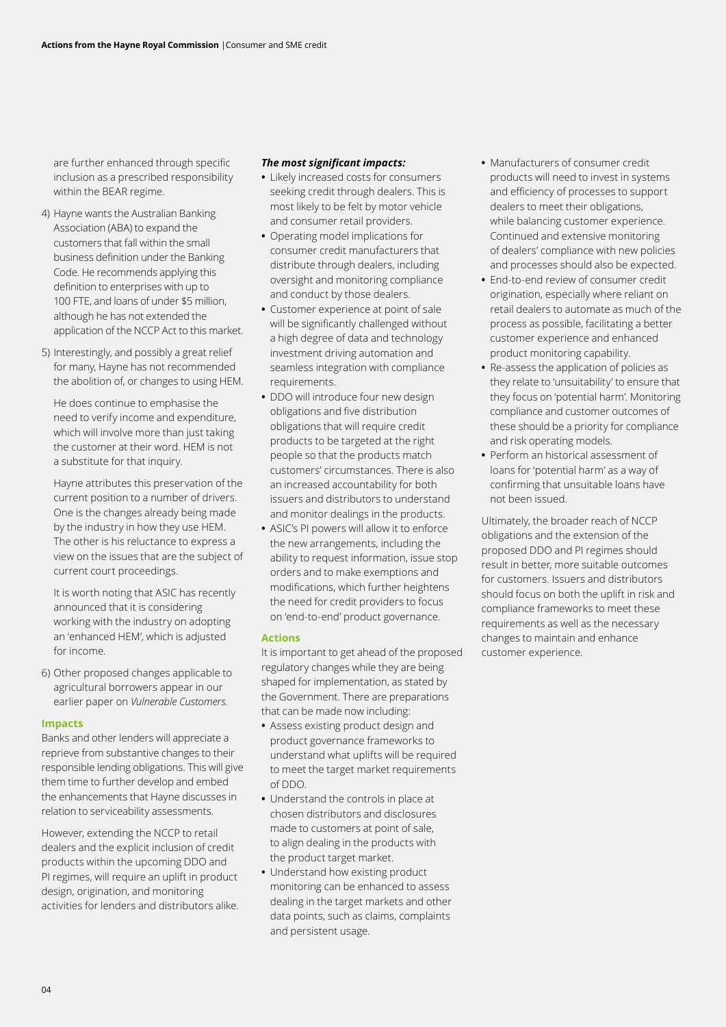are further enhanced through specific inclusion as a prescribed responsibility within the BEAR regime.

4) Hayne wants the Australian Banking Association (ABA) to expand the customers that fall within the small business definition under the Banking Code. He recommends applying this definition to enterprises with up to 100 FTE, and loans of under $5 million, although he has not extended the application of the NCCP Act to this market.

5) Interestingly, and possibly a great relief for many, Hayne has not recommended the abolition of, or changes to using HEM.

   He does continue to emphasise the need to verify income and expenditure, which will involve more than just taking the customer at their word. HEM is not a substitute for that inquiry.

   Hayne attributes this preservation of the current position to a number of drivers. One is the changes already being made by the industry in how they use HEM. The other is his reluctance to express a view on the issues that are the subject of current court proceedings.

   It is worth noting that ASIC has recently announced that it is considering working with the industry on adopting an 'enhanced HEM', which is adjusted for income.

6) Other proposed changes applicable to agricultural borrowers appear in our earlier paper on *Vulnerable Customers.*

### Impacts

Banks and other lenders will appreciate a reprieve from substantive changes to their responsible lending obligations. This will give them time to further develop and embed the enhancements that Hayne discusses in relation to serviceability assessments.

However, extending the NCCP to retail dealers and the explicit inclusion of credit products within the upcoming DDO and PI regimes, will require an uplift in product design, origination, and monitoring activities for lenders and distributors alike.

***The most significant impacts:***

- Likely increased costs for consumers seeking credit through dealers. This is most likely to be felt by motor vehicle and consumer retail providers.
- Operating model implications for consumer credit manufacturers that distribute through dealers, including oversight and monitoring compliance and conduct by those dealers.
- Customer experience at point of sale will be significantly challenged without a high degree of data and technology investment driving automation and seamless integration with compliance requirements.
- DDO will introduce four new design obligations and five distribution obligations that will require credit products to be targeted at the right people so that the products match customers' circumstances. There is also an increased accountability for both issuers and distributors to understand and monitor dealings in the products.
- ASIC's PI powers will allow it to enforce the new arrangements, including the ability to request information, issue stop orders and to make exemptions and modifications, which further heightens the need for credit providers to focus on 'end-to-end' product governance.

### Actions

It is important to get ahead of the proposed regulatory changes while they are being shaped for implementation, as stated by the Government. There are preparations that can be made now including:

- Assess existing product design and product governance frameworks to understand what uplifts will be required to meet the target market requirements of DDO.
- Understand the controls in place at chosen distributors and disclosures made to customers at point of sale, to align dealing in the products with the product target market.
- Understand how existing product monitoring can be enhanced to assess dealing in the target markets and other data points, such as claims, complaints and persistent usage.
- Manufacturers of consumer credit products will need to invest in systems and efficiency of processes to support dealers to meet their obligations, while balancing customer experience. Continued and extensive monitoring of dealers' compliance with new policies and processes should also be expected.
- End-to-end review of consumer credit origination, especially where reliant on retail dealers to automate as much of the process as possible, facilitating a better customer experience and enhanced product monitoring capability.
- Re-assess the application of policies as they relate to 'unsuitability' to ensure that they focus on 'potential harm'. Monitoring compliance and customer outcomes of these should be a priority for compliance and risk operating models.
- Perform an historical assessment of loans for 'potential harm' as a way of confirming that unsuitable loans have not been issued.

Ultimately, the broader reach of NCCP obligations and the extension of the proposed DDO and PI regimes should result in better, more suitable outcomes for customers. Issuers and distributors should focus on both the uplift in risk and compliance frameworks to meet these requirements as well as the necessary changes to maintain and enhance customer experience.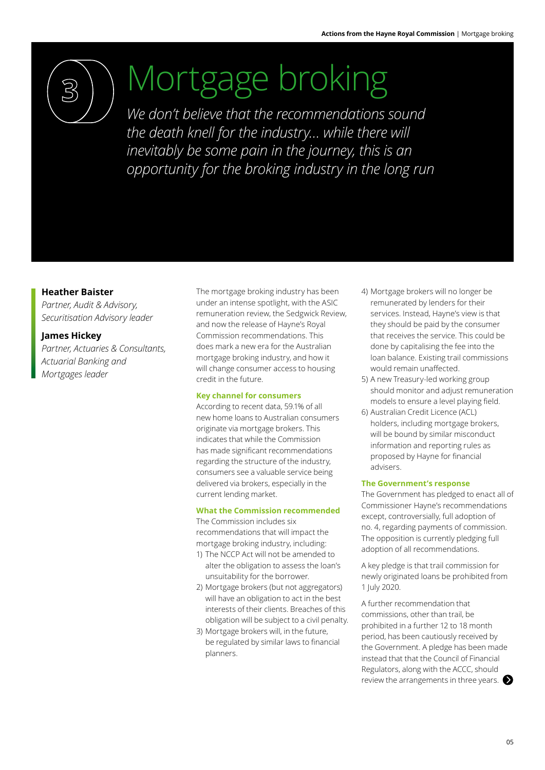# 3 Mortgage broking

*We don't believe that the recommendations sound the death knell for the industry... while there will inevitably be some pain in the journey, this is an opportunity for the broking industry in the long run*

**Heather Baister**
*Partner, Audit & Advisory, Securitisation Advisory leader*

**James Hickey**
*Partner, Actuaries & Consultants, Actuarial Banking and Mortgages leader*

The mortgage broking industry has been under an intense spotlight, with the ASIC remuneration review, the Sedgwick Review, and now the release of Hayne's Royal Commission recommendations. This does mark a new era for the Australian mortgage broking industry, and how it will change consumer access to housing credit in the future.

### Key channel for consumers

According to recent data, 59.1% of all new home loans to Australian consumers originate via mortgage brokers. This indicates that while the Commission has made significant recommendations regarding the structure of the industry, consumers see a valuable service being delivered via brokers, especially in the current lending market.

### What the Commission recommended

The Commission includes six recommendations that will impact the mortgage broking industry, including:

1) The NCCP Act will not be amended to alter the obligation to assess the loan's unsuitability for the borrower.
2) Mortgage brokers (but not aggregators) will have an obligation to act in the best interests of their clients. Breaches of this obligation will be subject to a civil penalty.
3) Mortgage brokers will, in the future, be regulated by similar laws to financial planners.
4) Mortgage brokers will no longer be remunerated by lenders for their services. Instead, Hayne's view is that they should be paid by the consumer that receives the service. This could be done by capitalising the fee into the loan balance. Existing trail commissions would remain unaffected.
5) A new Treasury-led working group should monitor and adjust remuneration models to ensure a level playing field.
6) Australian Credit Licence (ACL) holders, including mortgage brokers, will be bound by similar misconduct information and reporting rules as proposed by Hayne for financial advisers.

### The Government's response

The Government has pledged to enact all of Commissioner Hayne's recommendations except, controversially, full adoption of no. 4, regarding payments of commission. The opposition is currently pledging full adoption of all recommendations.

A key pledge is that trail commission for newly originated loans be prohibited from 1 July 2020.

A further recommendation that commissions, other than trail, be prohibited in a further 12 to 18 month period, has been cautiously received by the Government. A pledge has been made instead that that the Council of Financial Regulators, along with the ACCC, should review the arrangements in three years.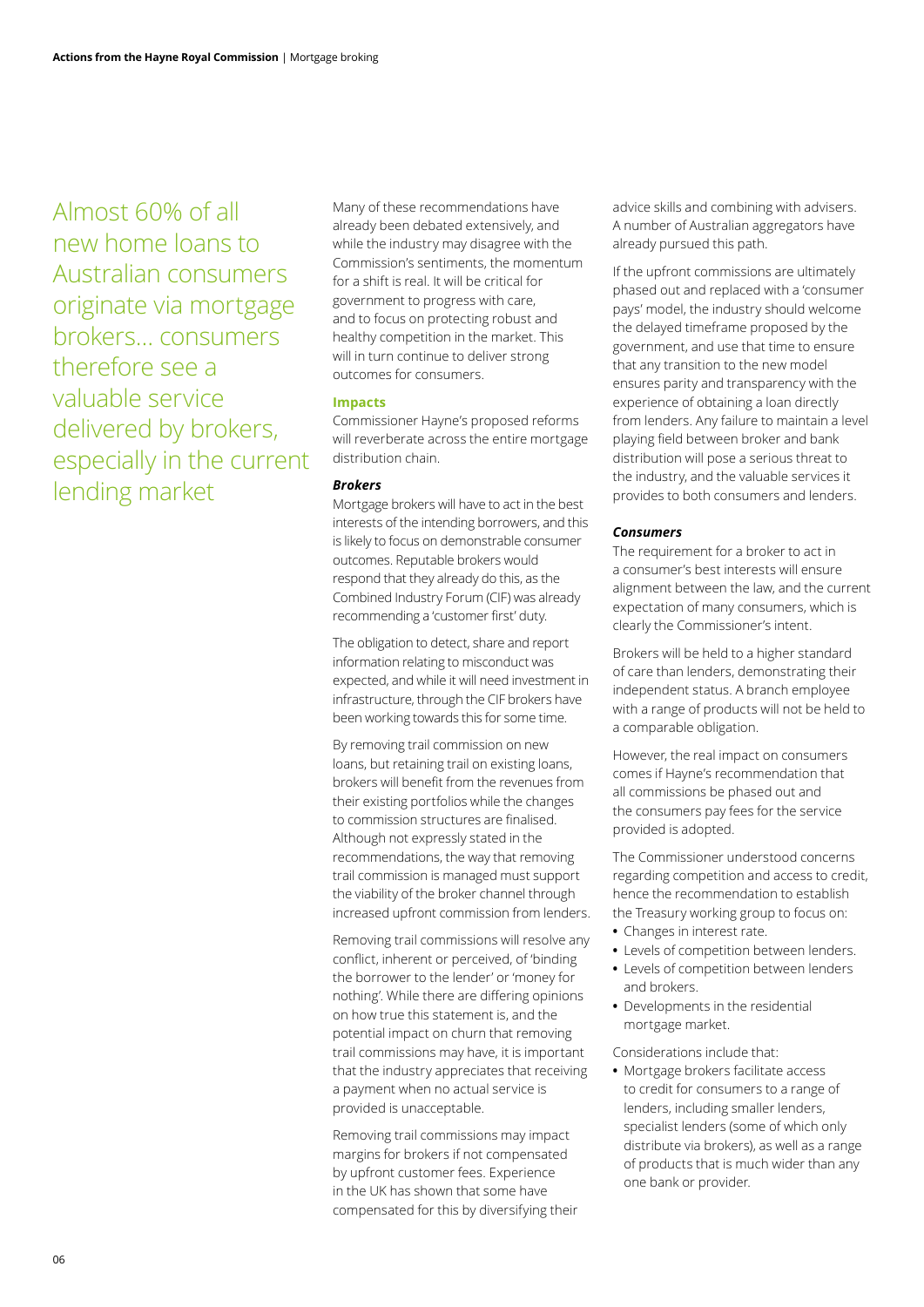Almost 60% of all new home loans to Australian consumers originate via mortgage brokers… consumers therefore see a valuable service delivered by brokers, especially in the current lending market

Many of these recommendations have already been debated extensively, and while the industry may disagree with the Commission's sentiments, the momentum for a shift is real. It will be critical for government to progress with care, and to focus on protecting robust and healthy competition in the market. This will in turn continue to deliver strong outcomes for consumers.

### Impacts

Commissioner Hayne's proposed reforms will reverberate across the entire mortgage distribution chain.

#### *Brokers*

Mortgage brokers will have to act in the best interests of the intending borrowers, and this is likely to focus on demonstrable consumer outcomes. Reputable brokers would respond that they already do this, as the Combined Industry Forum (CIF) was already recommending a 'customer first' duty.

The obligation to detect, share and report information relating to misconduct was expected, and while it will need investment in infrastructure, through the CIF brokers have been working towards this for some time.

By removing trail commission on new loans, but retaining trail on existing loans, brokers will benefit from the revenues from their existing portfolios while the changes to commission structures are finalised. Although not expressly stated in the recommendations, the way that removing trail commission is managed must support the viability of the broker channel through increased upfront commission from lenders.

Removing trail commissions will resolve any conflict, inherent or perceived, of 'binding the borrower to the lender' or 'money for nothing'. While there are differing opinions on how true this statement is, and the potential impact on churn that removing trail commissions may have, it is important that the industry appreciates that receiving a payment when no actual service is provided is unacceptable.

Removing trail commissions may impact margins for brokers if not compensated by upfront customer fees. Experience in the UK has shown that some have compensated for this by diversifying their advice skills and combining with advisers. A number of Australian aggregators have already pursued this path.

If the upfront commissions are ultimately phased out and replaced with a 'consumer pays' model, the industry should welcome the delayed timeframe proposed by the government, and use that time to ensure that any transition to the new model ensures parity and transparency with the experience of obtaining a loan directly from lenders. Any failure to maintain a level playing field between broker and bank distribution will pose a serious threat to the industry, and the valuable services it provides to both consumers and lenders.

#### *Consumers*

The requirement for a broker to act in a consumer's best interests will ensure alignment between the law, and the current expectation of many consumers, which is clearly the Commissioner's intent.

Brokers will be held to a higher standard of care than lenders, demonstrating their independent status. A branch employee with a range of products will not be held to a comparable obligation.

However, the real impact on consumers comes if Hayne's recommendation that all commissions be phased out and the consumers pay fees for the service provided is adopted.

The Commissioner understood concerns regarding competition and access to credit, hence the recommendation to establish the Treasury working group to focus on:

- Changes in interest rate.
- Levels of competition between lenders.
- Levels of competition between lenders and brokers.
- Developments in the residential mortgage market.

Considerations include that:

- Mortgage brokers facilitate access to credit for consumers to a range of lenders, including smaller lenders, specialist lenders (some of which only distribute via brokers), as well as a range of products that is much wider than any one bank or provider.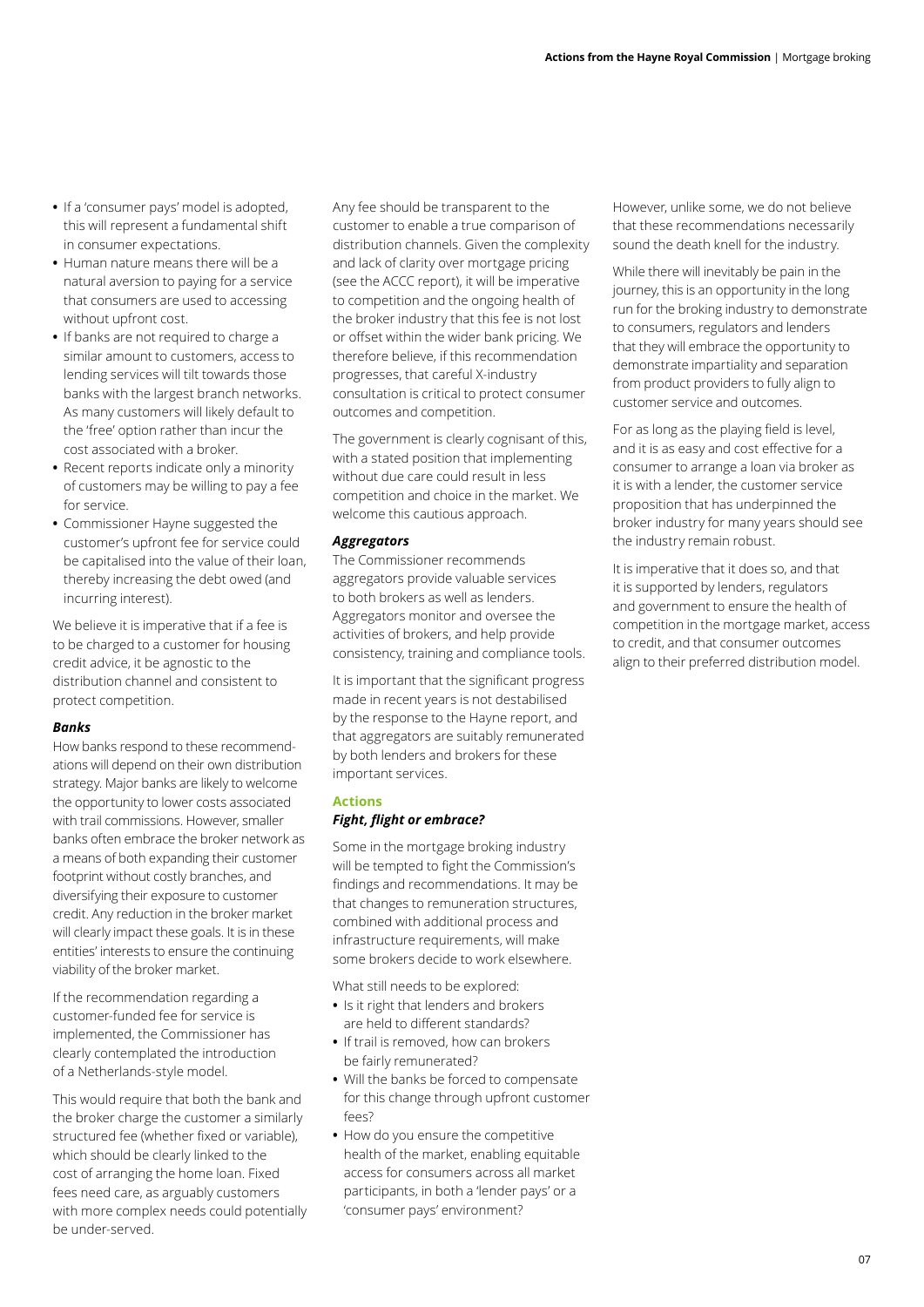- If a 'consumer pays' model is adopted, this will represent a fundamental shift in consumer expectations.
- Human nature means there will be a natural aversion to paying for a service that consumers are used to accessing without upfront cost.
- If banks are not required to charge a similar amount to customers, access to lending services will tilt towards those banks with the largest branch networks. As many customers will likely default to the 'free' option rather than incur the cost associated with a broker.
- Recent reports indicate only a minority of customers may be willing to pay a fee for service.
- Commissioner Hayne suggested the customer's upfront fee for service could be capitalised into the value of their loan, thereby increasing the debt owed (and incurring interest).

We believe it is imperative that if a fee is to be charged to a customer for housing credit advice, it be agnostic to the distribution channel and consistent to protect competition.

***Banks***

How banks respond to these recommendations will depend on their own distribution strategy. Major banks are likely to welcome the opportunity to lower costs associated with trail commissions. However, smaller banks often embrace the broker network as a means of both expanding their customer footprint without costly branches, and diversifying their exposure to customer credit. Any reduction in the broker market will clearly impact these goals. It is in these entities' interests to ensure the continuing viability of the broker market.

If the recommendation regarding a customer-funded fee for service is implemented, the Commissioner has clearly contemplated the introduction of a Netherlands-style model.

This would require that both the bank and the broker charge the customer a similarly structured fee (whether fixed or variable), which should be clearly linked to the cost of arranging the home loan. Fixed fees need care, as arguably customers with more complex needs could potentially be under-served.

Any fee should be transparent to the customer to enable a true comparison of distribution channels. Given the complexity and lack of clarity over mortgage pricing (see the ACCC report), it will be imperative to competition and the ongoing health of the broker industry that this fee is not lost or offset within the wider bank pricing. We therefore believe, if this recommendation progresses, that careful X-industry consultation is critical to protect consumer outcomes and competition.

The government is clearly cognisant of this, with a stated position that implementing without due care could result in less competition and choice in the market. We welcome this cautious approach.

***Aggregators***

The Commissioner recommends aggregators provide valuable services to both brokers as well as lenders. Aggregators monitor and oversee the activities of brokers, and help provide consistency, training and compliance tools.

It is important that the significant progress made in recent years is not destabilised by the response to the Hayne report, and that aggregators are suitably remunerated by both lenders and brokers for these important services.

**Actions**

***Fight, flight or embrace?***

Some in the mortgage broking industry will be tempted to fight the Commission's findings and recommendations. It may be that changes to remuneration structures, combined with additional process and infrastructure requirements, will make some brokers decide to work elsewhere.

What still needs to be explored:

- Is it right that lenders and brokers are held to different standards?
- If trail is removed, how can brokers be fairly remunerated?
- Will the banks be forced to compensate for this change through upfront customer fees?
- How do you ensure the competitive health of the market, enabling equitable access for consumers across all market participants, in both a 'lender pays' or a 'consumer pays' environment?

However, unlike some, we do not believe that these recommendations necessarily sound the death knell for the industry.

While there will inevitably be pain in the journey, this is an opportunity in the long run for the broking industry to demonstrate to consumers, regulators and lenders that they will embrace the opportunity to demonstrate impartiality and separation from product providers to fully align to customer service and outcomes.

For as long as the playing field is level, and it is as easy and cost effective for a consumer to arrange a loan via broker as it is with a lender, the customer service proposition that has underpinned the broker industry for many years should see the industry remain robust.

It is imperative that it does so, and that it is supported by lenders, regulators and government to ensure the health of competition in the mortgage market, access to credit, and that consumer outcomes align to their preferred distribution model.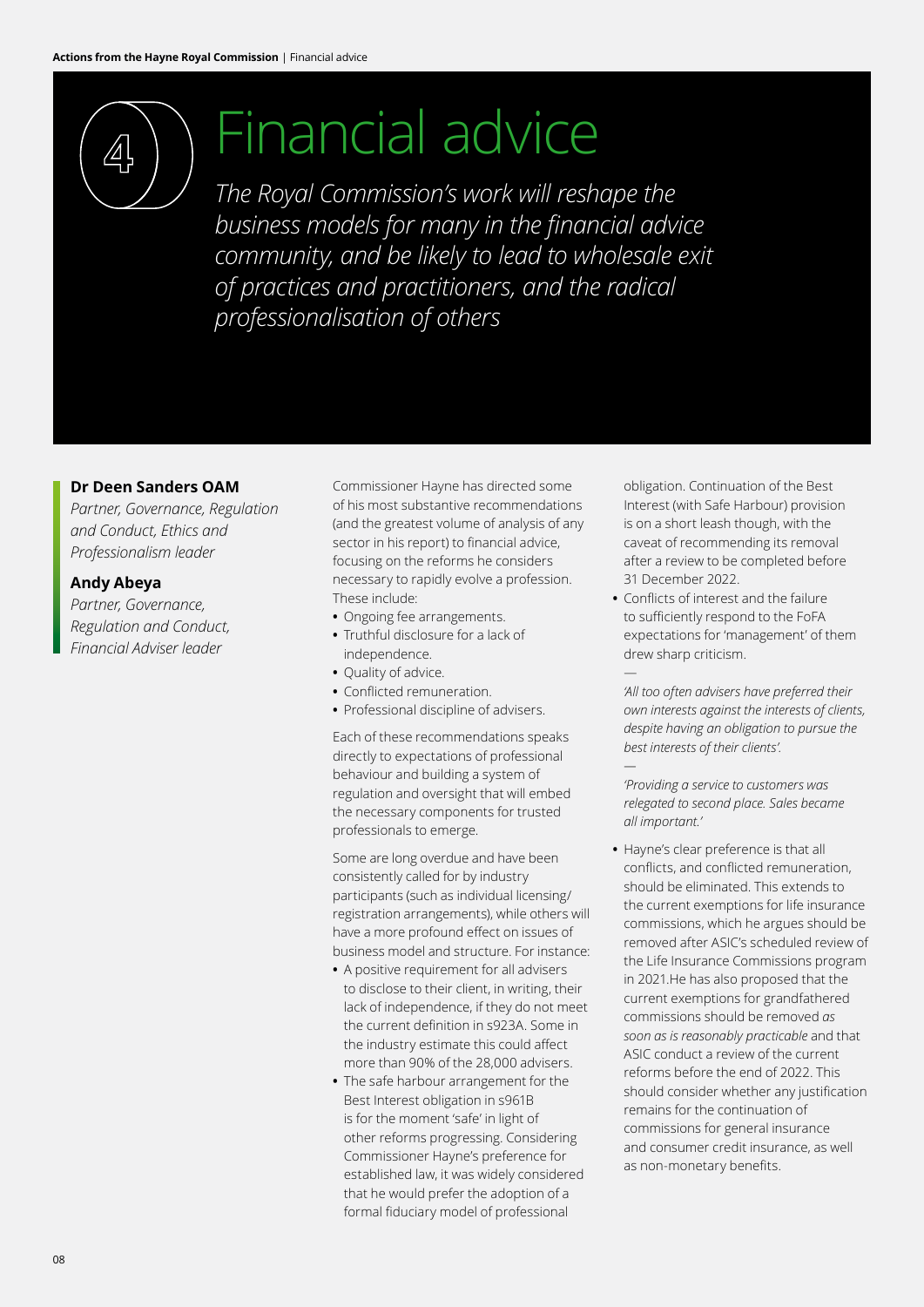# 4 Financial advice

*The Royal Commission's work will reshape the business models for many in the financial advice community, and be likely to lead to wholesale exit of practices and practitioners, and the radical professionalisation of others*

**Dr Deen Sanders OAM**
*Partner, Governance, Regulation and Conduct, Ethics and Professionalism leader*

**Andy Abeya**
*Partner, Governance, Regulation and Conduct, Financial Adviser leader*

Commissioner Hayne has directed some of his most substantive recommendations (and the greatest volume of analysis of any sector in his report) to financial advice, focusing on the reforms he considers necessary to rapidly evolve a profession. These include:

- Ongoing fee arrangements.
- Truthful disclosure for a lack of independence.
- Quality of advice.
- Conflicted remuneration.
- Professional discipline of advisers.

Each of these recommendations speaks directly to expectations of professional behaviour and building a system of regulation and oversight that will embed the necessary components for trusted professionals to emerge.

Some are long overdue and have been consistently called for by industry participants (such as individual licensing/registration arrangements), while others will have a more profound effect on issues of business model and structure. For instance:

- A positive requirement for all advisers to disclose to their client, in writing, their lack of independence, if they do not meet the current definition in s923A. Some in the industry estimate this could affect more than 90% of the 28,000 advisers.
- The safe harbour arrangement for the Best Interest obligation in s961B is for the moment 'safe' in light of other reforms progressing. Considering Commissioner Hayne's preference for established law, it was widely considered that he would prefer the adoption of a formal fiduciary model of professional obligation. Continuation of the Best Interest (with Safe Harbour) provision is on a short leash though, with the caveat of recommending its removal after a review to be completed before 31 December 2022.
- Conflicts of interest and the failure to sufficiently respond to the FoFA expectations for 'management' of them drew sharp criticism.

—

*'All too often advisers have preferred their own interests against the interests of clients, despite having an obligation to pursue the best interests of their clients'.*

—

*'Providing a service to customers was relegated to second place. Sales became all important.'*

- Hayne's clear preference is that all conflicts, and conflicted remuneration, should be eliminated. This extends to the current exemptions for life insurance commissions, which he argues should be removed after ASIC's scheduled review of the Life Insurance Commissions program in 2021.He has also proposed that the current exemptions for grandfathered commissions should be removed *as soon as is reasonably practicable* and that ASIC conduct a review of the current reforms before the end of 2022. This should consider whether any justification remains for the continuation of commissions for general insurance and consumer credit insurance, as well as non-monetary benefits.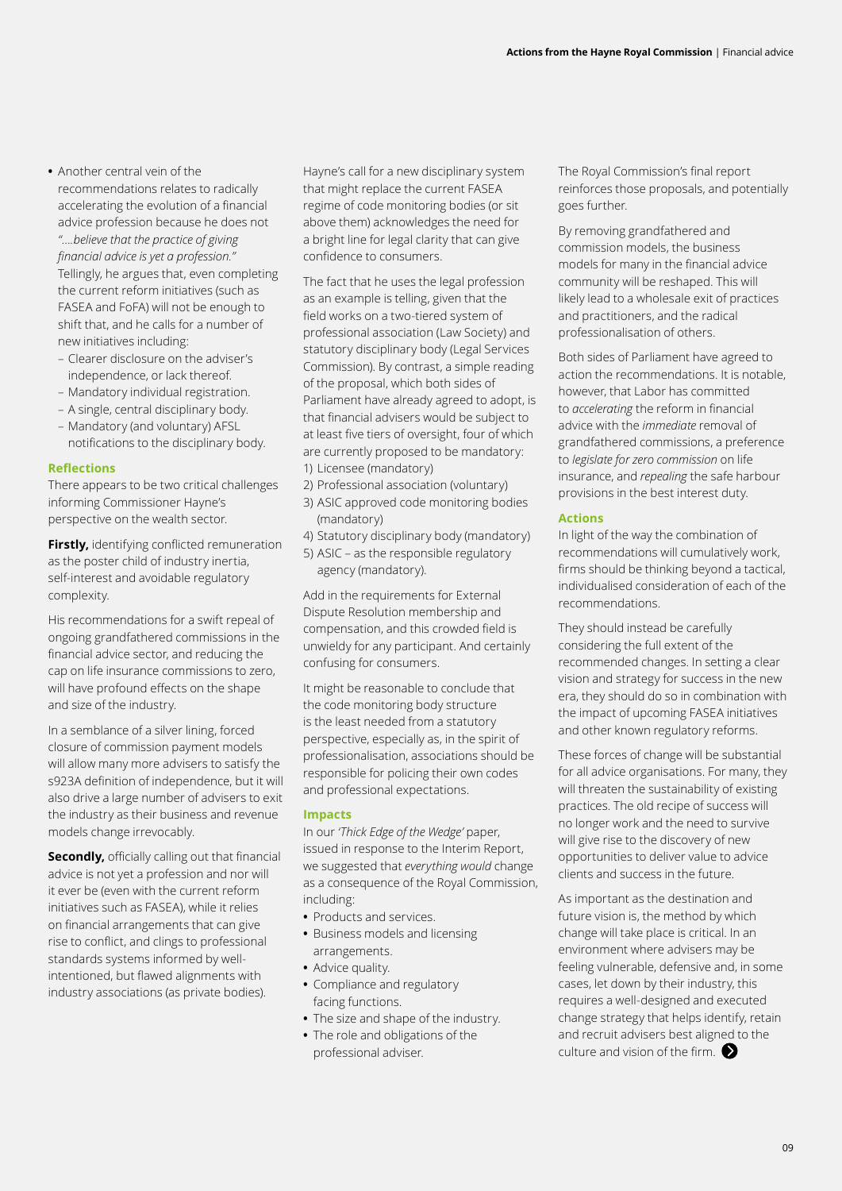- Another central vein of the recommendations relates to radically accelerating the evolution of a financial advice profession because he does not *"….believe that the practice of giving financial advice is yet a profession."* Tellingly, he argues that, even completing the current reform initiatives (such as FASEA and FoFA) will not be enough to shift that, and he calls for a number of new initiatives including:
  - Clearer disclosure on the adviser's independence, or lack thereof.
  - Mandatory individual registration.
  - A single, central disciplinary body.
  - Mandatory (and voluntary) AFSL notifications to the disciplinary body.

### Reflections

There appears to be two critical challenges informing Commissioner Hayne's perspective on the wealth sector.

**Firstly,** identifying conflicted remuneration as the poster child of industry inertia, self-interest and avoidable regulatory complexity.

His recommendations for a swift repeal of ongoing grandfathered commissions in the financial advice sector, and reducing the cap on life insurance commissions to zero, will have profound effects on the shape and size of the industry.

In a semblance of a silver lining, forced closure of commission payment models will allow many more advisers to satisfy the s923A definition of independence, but it will also drive a large number of advisers to exit the industry as their business and revenue models change irrevocably.

**Secondly,** officially calling out that financial advice is not yet a profession and nor will it ever be (even with the current reform initiatives such as FASEA), while it relies on financial arrangements that can give rise to conflict, and clings to professional standards systems informed by well-intentioned, but flawed alignments with industry associations (as private bodies).

Hayne's call for a new disciplinary system that might replace the current FASEA regime of code monitoring bodies (or sit above them) acknowledges the need for a bright line for legal clarity that can give confidence to consumers.

The fact that he uses the legal profession as an example is telling, given that the field works on a two-tiered system of professional association (Law Society) and statutory disciplinary body (Legal Services Commission). By contrast, a simple reading of the proposal, which both sides of Parliament have already agreed to adopt, is that financial advisers would be subject to at least five tiers of oversight, four of which are currently proposed to be mandatory:

1) Licensee (mandatory)
2) Professional association (voluntary)
3) ASIC approved code monitoring bodies (mandatory)
4) Statutory disciplinary body (mandatory)
5) ASIC – as the responsible regulatory agency (mandatory).

Add in the requirements for External Dispute Resolution membership and compensation, and this crowded field is unwieldy for any participant. And certainly confusing for consumers.

It might be reasonable to conclude that the code monitoring body structure is the least needed from a statutory perspective, especially as, in the spirit of professionalisation, associations should be responsible for policing their own codes and professional expectations.

### Impacts

In our *'Thick Edge of the Wedge'* paper, issued in response to the Interim Report, we suggested that *everything would* change as a consequence of the Royal Commission, including:

- Products and services.
- Business models and licensing arrangements.
- Advice quality.
- Compliance and regulatory facing functions.
- The size and shape of the industry.
- The role and obligations of the professional adviser.

The Royal Commission's final report reinforces those proposals, and potentially goes further.

By removing grandfathered and commission models, the business models for many in the financial advice community will be reshaped. This will likely lead to a wholesale exit of practices and practitioners, and the radical professionalisation of others.

Both sides of Parliament have agreed to action the recommendations. It is notable, however, that Labor has committed to *accelerating* the reform in financial advice with the *immediate* removal of grandfathered commissions, a preference to *legislate for zero commission* on life insurance, and *repealing* the safe harbour provisions in the best interest duty.

### Actions

In light of the way the combination of recommendations will cumulatively work, firms should be thinking beyond a tactical, individualised consideration of each of the recommendations.

They should instead be carefully considering the full extent of the recommended changes. In setting a clear vision and strategy for success in the new era, they should do so in combination with the impact of upcoming FASEA initiatives and other known regulatory reforms.

These forces of change will be substantial for all advice organisations. For many, they will threaten the sustainability of existing practices. The old recipe of success will no longer work and the need to survive will give rise to the discovery of new opportunities to deliver value to advice clients and success in the future.

As important as the destination and future vision is, the method by which change will take place is critical. In an environment where advisers may be feeling vulnerable, defensive and, in some cases, let down by their industry, this requires a well-designed and executed change strategy that helps identify, retain and recruit advisers best aligned to the culture and vision of the firm.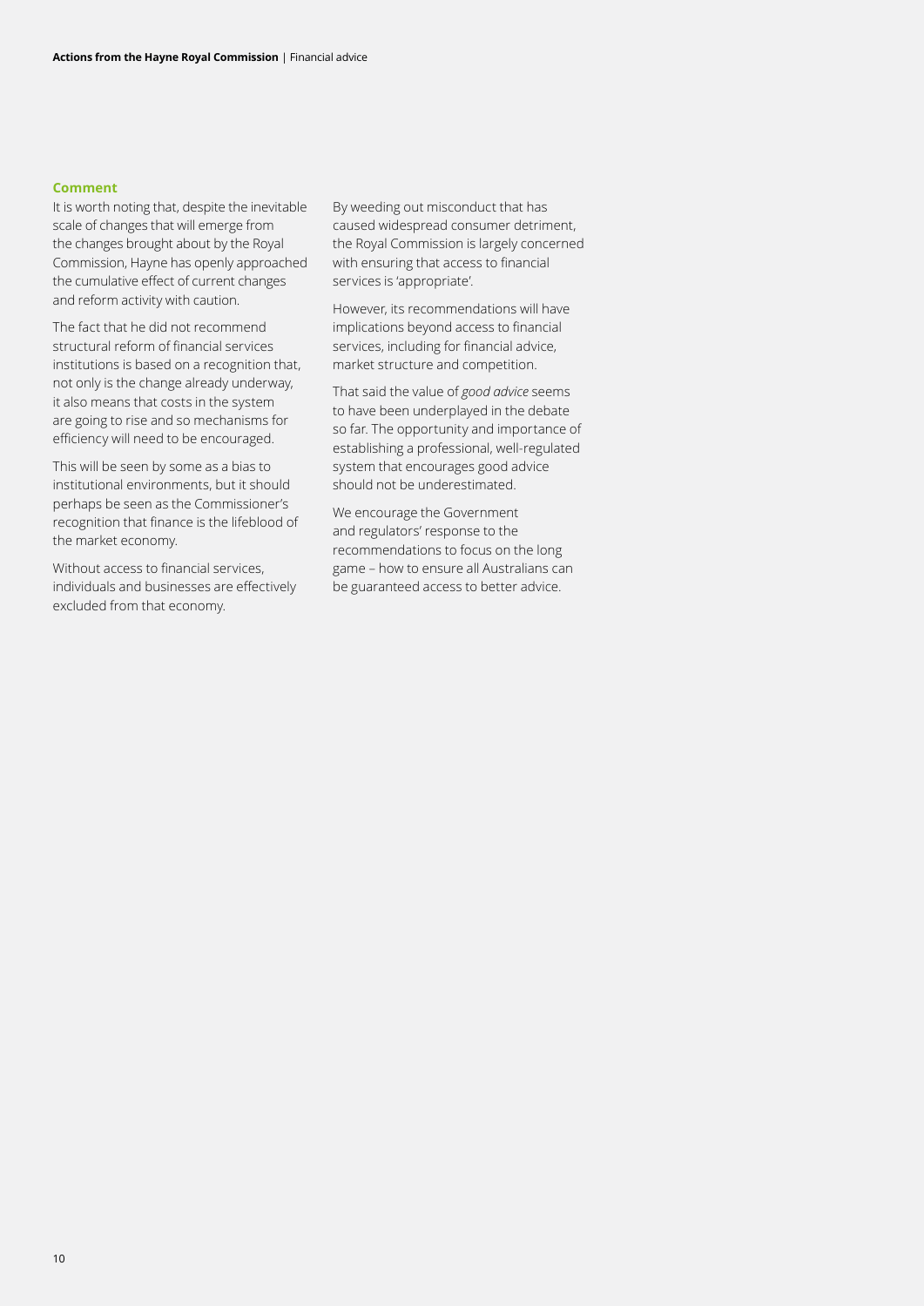### Comment

It is worth noting that, despite the inevitable scale of changes that will emerge from the changes brought about by the Royal Commission, Hayne has openly approached the cumulative effect of current changes and reform activity with caution.

The fact that he did not recommend structural reform of financial services institutions is based on a recognition that, not only is the change already underway, it also means that costs in the system are going to rise and so mechanisms for efficiency will need to be encouraged.

This will be seen by some as a bias to institutional environments, but it should perhaps be seen as the Commissioner's recognition that finance is the lifeblood of the market economy.

Without access to financial services, individuals and businesses are effectively excluded from that economy.

By weeding out misconduct that has caused widespread consumer detriment, the Royal Commission is largely concerned with ensuring that access to financial services is 'appropriate'.

However, its recommendations will have implications beyond access to financial services, including for financial advice, market structure and competition.

That said the value of *good advice* seems to have been underplayed in the debate so far. The opportunity and importance of establishing a professional, well-regulated system that encourages good advice should not be underestimated.

We encourage the Government and regulators' response to the recommendations to focus on the long game – how to ensure all Australians can be guaranteed access to better advice.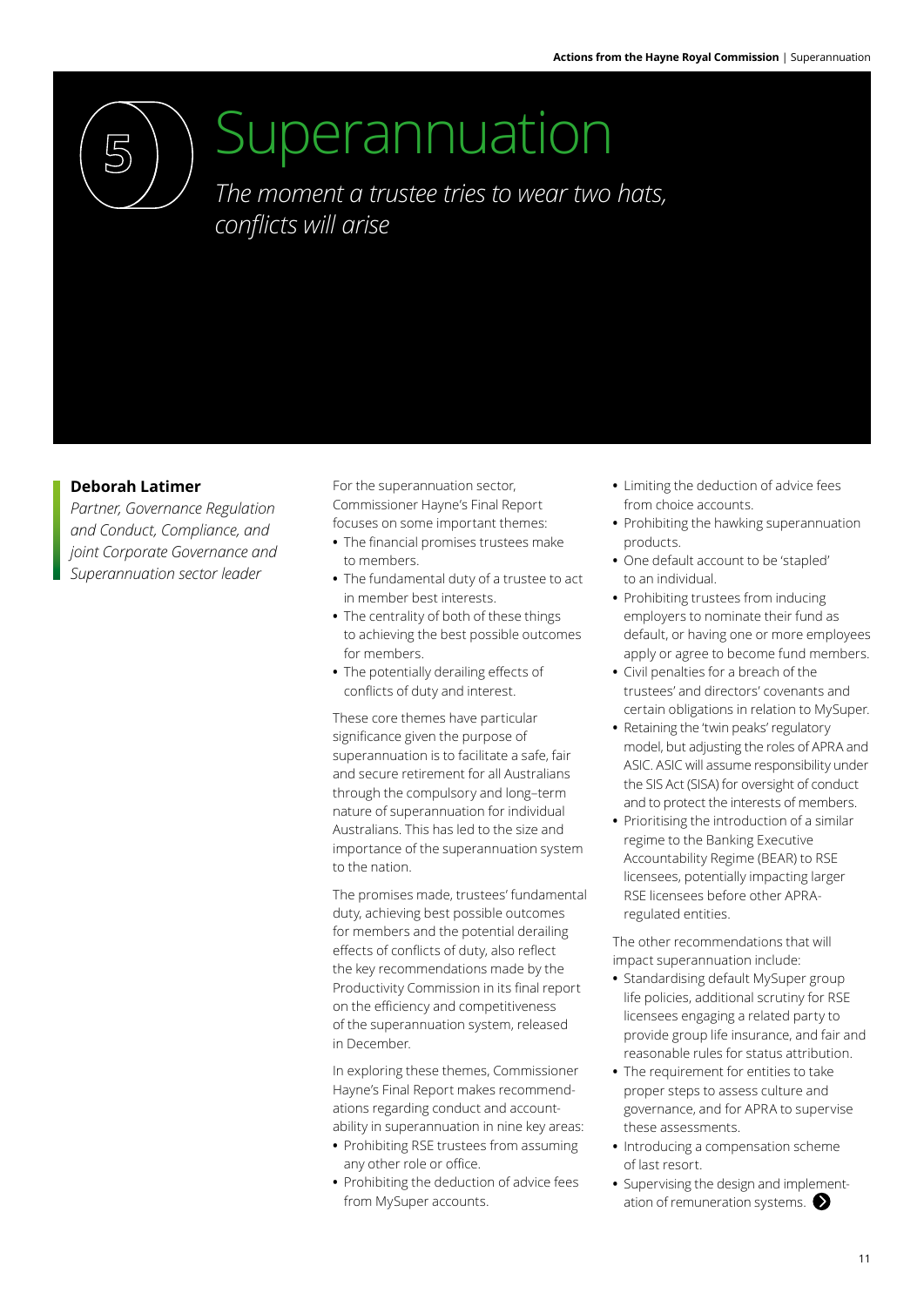# 5 Superannuation

*The moment a trustee tries to wear two hats, conflicts will arise*

**Deborah Latimer**

*Partner, Governance Regulation and Conduct, Compliance, and joint Corporate Governance and Superannuation sector leader*

For the superannuation sector, Commissioner Hayne's Final Report focuses on some important themes:

- The financial promises trustees make to members.
- The fundamental duty of a trustee to act in member best interests.
- The centrality of both of these things to achieving the best possible outcomes for members.
- The potentially derailing effects of conflicts of duty and interest.

These core themes have particular significance given the purpose of superannuation is to facilitate a safe, fair and secure retirement for all Australians through the compulsory and long–term nature of superannuation for individual Australians. This has led to the size and importance of the superannuation system to the nation.

The promises made, trustees' fundamental duty, achieving best possible outcomes for members and the potential derailing effects of conflicts of duty, also reflect the key recommendations made by the Productivity Commission in its final report on the efficiency and competitiveness of the superannuation system, released in December.

In exploring these themes, Commissioner Hayne's Final Report makes recommendations regarding conduct and accountability in superannuation in nine key areas:

- Prohibiting RSE trustees from assuming any other role or office.
- Prohibiting the deduction of advice fees from MySuper accounts.
- Limiting the deduction of advice fees from choice accounts.
- Prohibiting the hawking superannuation products.
- One default account to be 'stapled' to an individual.
- Prohibiting trustees from inducing employers to nominate their fund as default, or having one or more employees apply or agree to become fund members.
- Civil penalties for a breach of the trustees' and directors' covenants and certain obligations in relation to MySuper.
- Retaining the 'twin peaks' regulatory model, but adjusting the roles of APRA and ASIC. ASIC will assume responsibility under the SIS Act (SISA) for oversight of conduct and to protect the interests of members.
- Prioritising the introduction of a similar regime to the Banking Executive Accountability Regime (BEAR) to RSE licensees, potentially impacting larger RSE licensees before other APRA-regulated entities.

The other recommendations that will impact superannuation include:

- Standardising default MySuper group life policies, additional scrutiny for RSE licensees engaging a related party to provide group life insurance, and fair and reasonable rules for status attribution.
- The requirement for entities to take proper steps to assess culture and governance, and for APRA to supervise these assessments.
- Introducing a compensation scheme of last resort.
- Supervising the design and implementation of remuneration systems.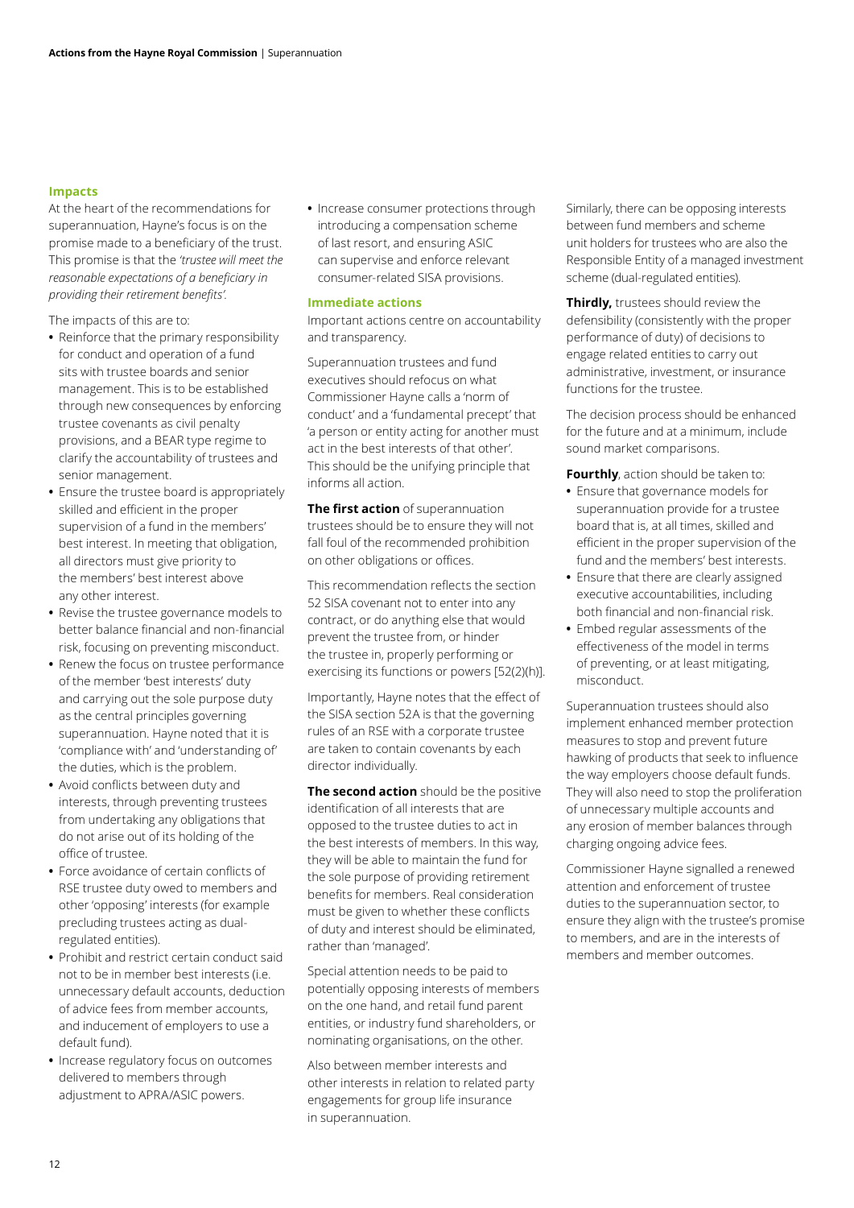### Impacts

At the heart of the recommendations for superannuation, Hayne's focus is on the promise made to a beneficiary of the trust. This promise is that the *'trustee will meet the reasonable expectations of a beneficiary in providing their retirement benefits'*.

The impacts of this are to:

- Reinforce that the primary responsibility for conduct and operation of a fund sits with trustee boards and senior management. This is to be established through new consequences by enforcing trustee covenants as civil penalty provisions, and a BEAR type regime to clarify the accountability of trustees and senior management.
- Ensure the trustee board is appropriately skilled and efficient in the proper supervision of a fund in the members' best interest. In meeting that obligation, all directors must give priority to the members' best interest above any other interest.
- Revise the trustee governance models to better balance financial and non-financial risk, focusing on preventing misconduct.
- Renew the focus on trustee performance of the member 'best interests' duty and carrying out the sole purpose duty as the central principles governing superannuation. Hayne noted that it is 'compliance with' and 'understanding of' the duties, which is the problem.
- Avoid conflicts between duty and interests, through preventing trustees from undertaking any obligations that do not arise out of its holding of the office of trustee.
- Force avoidance of certain conflicts of RSE trustee duty owed to members and other 'opposing' interests (for example precluding trustees acting as dual-regulated entities).
- Prohibit and restrict certain conduct said not to be in member best interests (i.e. unnecessary default accounts, deduction of advice fees from member accounts, and inducement of employers to use a default fund).
- Increase regulatory focus on outcomes delivered to members through adjustment to APRA/ASIC powers.
- Increase consumer protections through introducing a compensation scheme of last resort, and ensuring ASIC can supervise and enforce relevant consumer-related SISA provisions.

### Immediate actions

Important actions centre on accountability and transparency.

Superannuation trustees and fund executives should refocus on what Commissioner Hayne calls a 'norm of conduct' and a 'fundamental precept' that 'a person or entity acting for another must act in the best interests of that other'. This should be the unifying principle that informs all action.

**The first action** of superannuation trustees should be to ensure they will not fall foul of the recommended prohibition on other obligations or offices.

This recommendation reflects the section 52 SISA covenant not to enter into any contract, or do anything else that would prevent the trustee from, or hinder the trustee in, properly performing or exercising its functions or powers [52(2)(h)].

Importantly, Hayne notes that the effect of the SISA section 52A is that the governing rules of an RSE with a corporate trustee are taken to contain covenants by each director individually.

**The second action** should be the positive identification of all interests that are opposed to the trustee duties to act in the best interests of members. In this way, they will be able to maintain the fund for the sole purpose of providing retirement benefits for members. Real consideration must be given to whether these conflicts of duty and interest should be eliminated, rather than 'managed'.

Special attention needs to be paid to potentially opposing interests of members on the one hand, and retail fund parent entities, or industry fund shareholders, or nominating organisations, on the other.

Also between member interests and other interests in relation to related party engagements for group life insurance in superannuation.

Similarly, there can be opposing interests between fund members and scheme unit holders for trustees who are also the Responsible Entity of a managed investment scheme (dual-regulated entities).

**Thirdly,** trustees should review the defensibility (consistently with the proper performance of duty) of decisions to engage related entities to carry out administrative, investment, or insurance functions for the trustee.

The decision process should be enhanced for the future and at a minimum, include sound market comparisons.

**Fourthly**, action should be taken to:

- Ensure that governance models for superannuation provide for a trustee board that is, at all times, skilled and efficient in the proper supervision of the fund and the members' best interests.
- Ensure that there are clearly assigned executive accountabilities, including both financial and non-financial risk.
- Embed regular assessments of the effectiveness of the model in terms of preventing, or at least mitigating, misconduct.

Superannuation trustees should also implement enhanced member protection measures to stop and prevent future hawking of products that seek to influence the way employers choose default funds. They will also need to stop the proliferation of unnecessary multiple accounts and any erosion of member balances through charging ongoing advice fees.

Commissioner Hayne signalled a renewed attention and enforcement of trustee duties to the superannuation sector, to ensure they align with the trustee's promise to members, and are in the interests of members and member outcomes.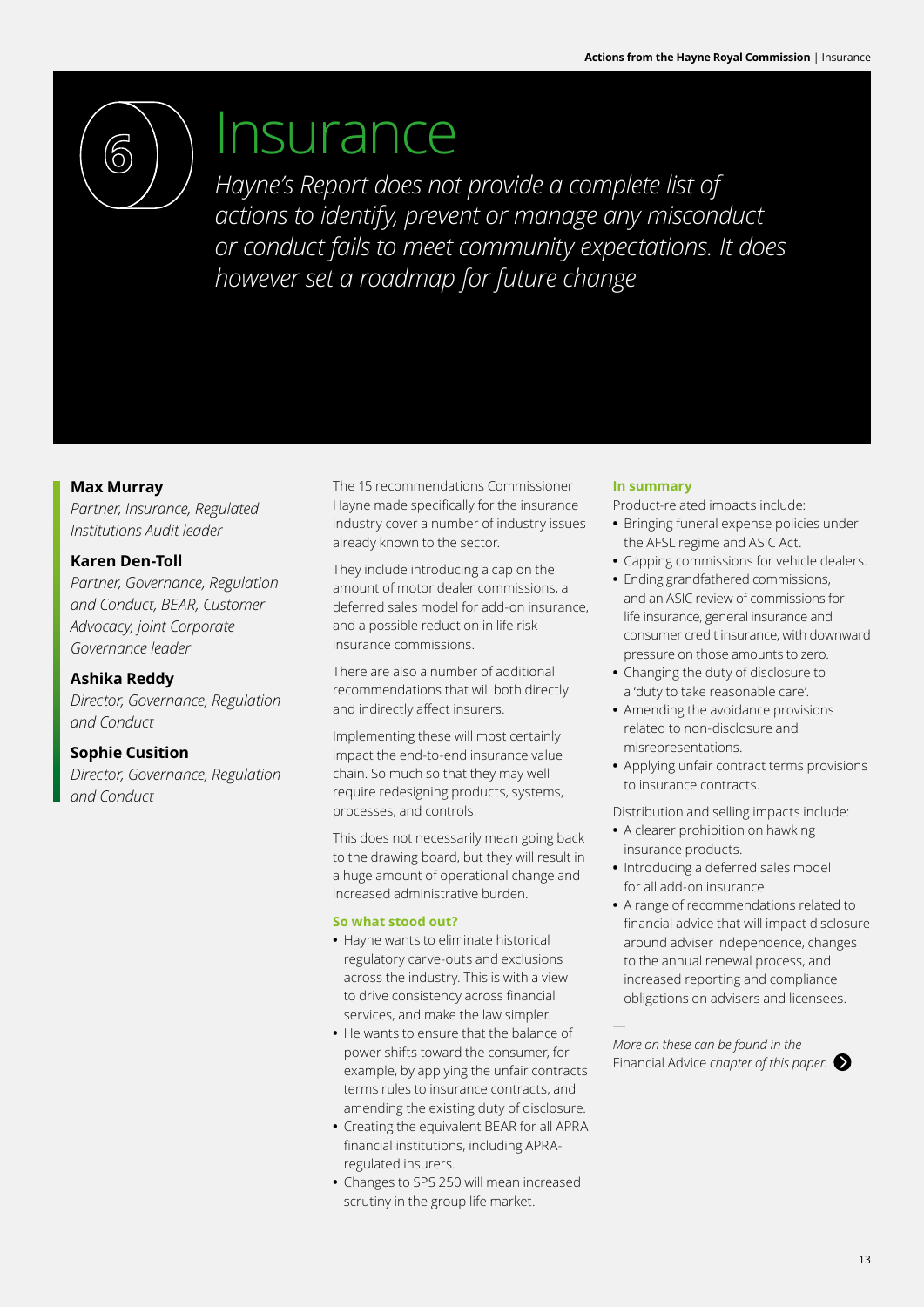# 6 Insurance

*Hayne's Report does not provide a complete list of actions to identify, prevent or manage any misconduct or conduct fails to meet community expectations. It does however set a roadmap for future change*

**Max Murray**
*Partner, Insurance, Regulated Institutions Audit leader*

**Karen Den-Toll**
*Partner, Governance, Regulation and Conduct, BEAR, Customer Advocacy, joint Corporate Governance leader*

**Ashika Reddy**
*Director, Governance, Regulation and Conduct*

**Sophie Cusition**
*Director, Governance, Regulation and Conduct*

The 15 recommendations Commissioner Hayne made specifically for the insurance industry cover a number of industry issues already known to the sector.

They include introducing a cap on the amount of motor dealer commissions, a deferred sales model for add-on insurance, and a possible reduction in life risk insurance commissions.

There are also a number of additional recommendations that will both directly and indirectly affect insurers.

Implementing these will most certainly impact the end-to-end insurance value chain. So much so that they may well require redesigning products, systems, processes, and controls.

This does not necessarily mean going back to the drawing board, but they will result in a huge amount of operational change and increased administrative burden.

### So what stood out?

- Hayne wants to eliminate historical regulatory carve-outs and exclusions across the industry. This is with a view to drive consistency across financial services, and make the law simpler.
- He wants to ensure that the balance of power shifts toward the consumer, for example, by applying the unfair contracts terms rules to insurance contracts, and amending the existing duty of disclosure.
- Creating the equivalent BEAR for all APRA financial institutions, including APRA-regulated insurers.
- Changes to SPS 250 will mean increased scrutiny in the group life market.

### In summary

Product-related impacts include:

- Bringing funeral expense policies under the AFSL regime and ASIC Act.
- Capping commissions for vehicle dealers.
- Ending grandfathered commissions, and an ASIC review of commissions for life insurance, general insurance and consumer credit insurance, with downward pressure on those amounts to zero.
- Changing the duty of disclosure to a 'duty to take reasonable care'.
- Amending the avoidance provisions related to non-disclosure and misrepresentations.
- Applying unfair contract terms provisions to insurance contracts.

Distribution and selling impacts include:

- A clearer prohibition on hawking insurance products.
- Introducing a deferred sales model for all add-on insurance.
- A range of recommendations related to financial advice that will impact disclosure around adviser independence, changes to the annual renewal process, and increased reporting and compliance obligations on advisers and licensees.

—

*More on these can be found in the* Financial Advice *chapter of this paper.*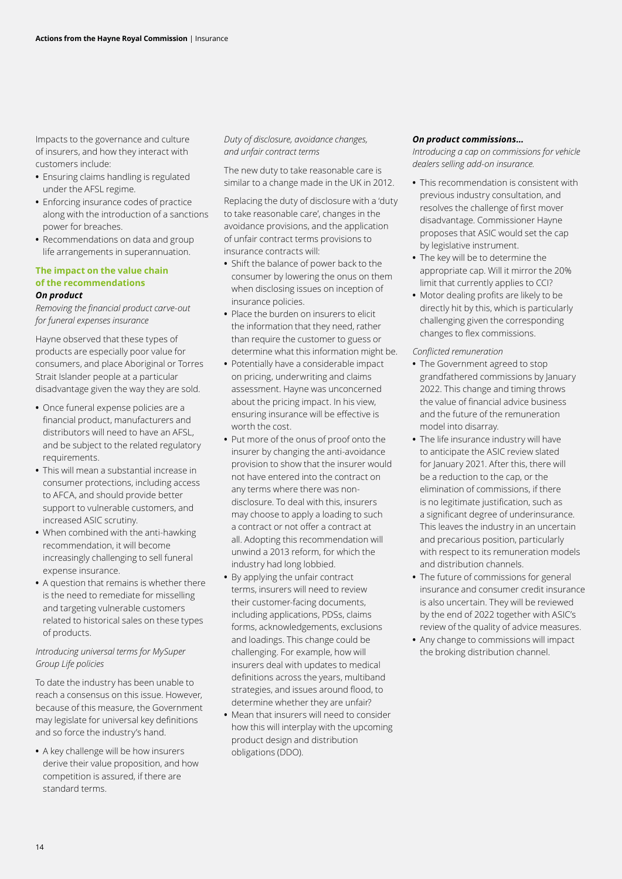Impacts to the governance and culture of insurers, and how they interact with customers include:

- Ensuring claims handling is regulated under the AFSL regime.
- Enforcing insurance codes of practice along with the introduction of a sanctions power for breaches.
- Recommendations on data and group life arrangements in superannuation.

### The impact on the value chain of the recommendations

#### *On product*

*Removing the financial product carve-out for funeral expenses insurance*

Hayne observed that these types of products are especially poor value for consumers, and place Aboriginal or Torres Strait Islander people at a particular disadvantage given the way they are sold.

- Once funeral expense policies are a financial product, manufacturers and distributors will need to have an AFSL, and be subject to the related regulatory requirements.
- This will mean a substantial increase in consumer protections, including access to AFCA, and should provide better support to vulnerable customers, and increased ASIC scrutiny.
- When combined with the anti-hawking recommendation, it will become increasingly challenging to sell funeral expense insurance.
- A question that remains is whether there is the need to remediate for misselling and targeting vulnerable customers related to historical sales on these types of products.

*Introducing universal terms for MySuper Group Life policies*

To date the industry has been unable to reach a consensus on this issue. However, because of this measure, the Government may legislate for universal key definitions and so force the industry's hand.

- A key challenge will be how insurers derive their value proposition, and how competition is assured, if there are standard terms.

*Duty of disclosure, avoidance changes, and unfair contract terms*

The new duty to take reasonable care is similar to a change made in the UK in 2012.

Replacing the duty of disclosure with a 'duty to take reasonable care', changes in the avoidance provisions, and the application of unfair contract terms provisions to insurance contracts will:

- Shift the balance of power back to the consumer by lowering the onus on them when disclosing issues on inception of insurance policies.
- Place the burden on insurers to elicit the information that they need, rather than require the customer to guess or determine what this information might be.
- Potentially have a considerable impact on pricing, underwriting and claims assessment. Hayne was unconcerned about the pricing impact. In his view, ensuring insurance will be effective is worth the cost.
- Put more of the onus of proof onto the insurer by changing the anti-avoidance provision to show that the insurer would not have entered into the contract on any terms where there was non-disclosure. To deal with this, insurers may choose to apply a loading to such a contract or not offer a contract at all. Adopting this recommendation will unwind a 2013 reform, for which the industry had long lobbied.
- By applying the unfair contract terms, insurers will need to review their customer-facing documents, including applications, PDSs, claims forms, acknowledgements, exclusions and loadings. This change could be challenging. For example, how will insurers deal with updates to medical definitions across the years, multiband strategies, and issues around flood, to determine whether they are unfair?
- Mean that insurers will need to consider how this will interplay with the upcoming product design and distribution obligations (DDO).

#### *On product commissions…*

*Introducing a cap on commissions for vehicle dealers selling add-on insurance.*

- This recommendation is consistent with previous industry consultation, and resolves the challenge of first mover disadvantage. Commissioner Hayne proposes that ASIC would set the cap by legislative instrument.
- The key will be to determine the appropriate cap. Will it mirror the 20% limit that currently applies to CCI?
- Motor dealing profits are likely to be directly hit by this, which is particularly challenging given the corresponding changes to flex commissions.

*Conflicted remuneration*

- The Government agreed to stop grandfathered commissions by January 2022. This change and timing throws the value of financial advice business and the future of the remuneration model into disarray.
- The life insurance industry will have to anticipate the ASIC review slated for January 2021. After this, there will be a reduction to the cap, or the elimination of commissions, if there is no legitimate justification, such as a significant degree of underinsurance. This leaves the industry in an uncertain and precarious position, particularly with respect to its remuneration models and distribution channels.
- The future of commissions for general insurance and consumer credit insurance is also uncertain. They will be reviewed by the end of 2022 together with ASIC's review of the quality of advice measures.
- Any change to commissions will impact the broking distribution channel.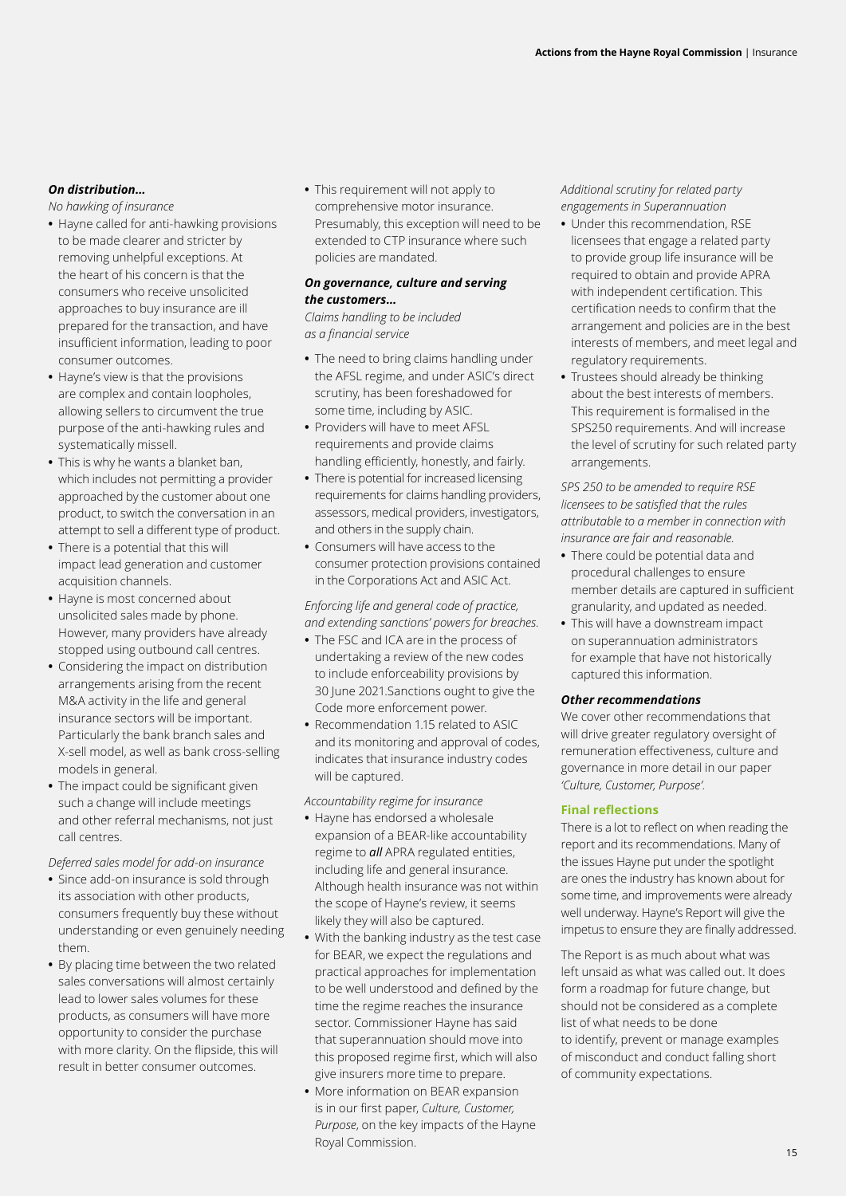***On distribution…***

*No hawking of insurance*

- Hayne called for anti-hawking provisions to be made clearer and stricter by removing unhelpful exceptions. At the heart of his concern is that the consumers who receive unsolicited approaches to buy insurance are ill prepared for the transaction, and have insufficient information, leading to poor consumer outcomes.
- Hayne's view is that the provisions are complex and contain loopholes, allowing sellers to circumvent the true purpose of the anti-hawking rules and systematically missell.
- This is why he wants a blanket ban, which includes not permitting a provider approached by the customer about one product, to switch the conversation in an attempt to sell a different type of product.
- There is a potential that this will impact lead generation and customer acquisition channels.
- Hayne is most concerned about unsolicited sales made by phone. However, many providers have already stopped using outbound call centres.
- Considering the impact on distribution arrangements arising from the recent M&A activity in the life and general insurance sectors will be important. Particularly the bank branch sales and X-sell model, as well as bank cross-selling models in general.
- The impact could be significant given such a change will include meetings and other referral mechanisms, not just call centres.

*Deferred sales model for add-on insurance*

- Since add-on insurance is sold through its association with other products, consumers frequently buy these without understanding or even genuinely needing them.
- By placing time between the two related sales conversations will almost certainly lead to lower sales volumes for these products, as consumers will have more opportunity to consider the purchase with more clarity. On the flipside, this will result in better consumer outcomes.
- This requirement will not apply to comprehensive motor insurance. Presumably, this exception will need to be extended to CTP insurance where such policies are mandated.

***On governance, culture and serving the customers…***

*Claims handling to be included as a financial service*

- The need to bring claims handling under the AFSL regime, and under ASIC's direct scrutiny, has been foreshadowed for some time, including by ASIC.
- Providers will have to meet AFSL requirements and provide claims handling efficiently, honestly, and fairly.
- There is potential for increased licensing requirements for claims handling providers, assessors, medical providers, investigators, and others in the supply chain.
- Consumers will have access to the consumer protection provisions contained in the Corporations Act and ASIC Act.

*Enforcing life and general code of practice, and extending sanctions' powers for breaches.*

- The FSC and ICA are in the process of undertaking a review of the new codes to include enforceability provisions by 30 June 2021.Sanctions ought to give the Code more enforcement power.
- Recommendation 1.15 related to ASIC and its monitoring and approval of codes, indicates that insurance industry codes will be captured.

*Accountability regime for insurance*

- Hayne has endorsed a wholesale expansion of a BEAR-like accountability regime to ***all*** APRA regulated entities, including life and general insurance. Although health insurance was not within the scope of Hayne's review, it seems likely they will also be captured.
- With the banking industry as the test case for BEAR, we expect the regulations and practical approaches for implementation to be well understood and defined by the time the regime reaches the insurance sector. Commissioner Hayne has said that superannuation should move into this proposed regime first, which will also give insurers more time to prepare.
- More information on BEAR expansion is in our first paper, *Culture, Customer, Purpose*, on the key impacts of the Hayne Royal Commission.

*Additional scrutiny for related party engagements in Superannuation*

- Under this recommendation, RSE licensees that engage a related party to provide group life insurance will be required to obtain and provide APRA with independent certification. This certification needs to confirm that the arrangement and policies are in the best interests of members, and meet legal and regulatory requirements.
- Trustees should already be thinking about the best interests of members. This requirement is formalised in the SPS250 requirements. And will increase the level of scrutiny for such related party arrangements.

*SPS 250 to be amended to require RSE licensees to be satisfied that the rules attributable to a member in connection with insurance are fair and reasonable.*

- There could be potential data and procedural challenges to ensure member details are captured in sufficient granularity, and updated as needed.
- This will have a downstream impact on superannuation administrators for example that have not historically captured this information.

***Other recommendations***

We cover other recommendations that will drive greater regulatory oversight of remuneration effectiveness, culture and governance in more detail in our paper *'Culture, Customer, Purpose'.*

### Final reflections

There is a lot to reflect on when reading the report and its recommendations. Many of the issues Hayne put under the spotlight are ones the industry has known about for some time, and improvements were already well underway. Hayne's Report will give the impetus to ensure they are finally addressed.

The Report is as much about what was left unsaid as what was called out. It does form a roadmap for future change, but should not be considered as a complete list of what needs to be done to identify, prevent or manage examples of misconduct and conduct falling short of community expectations.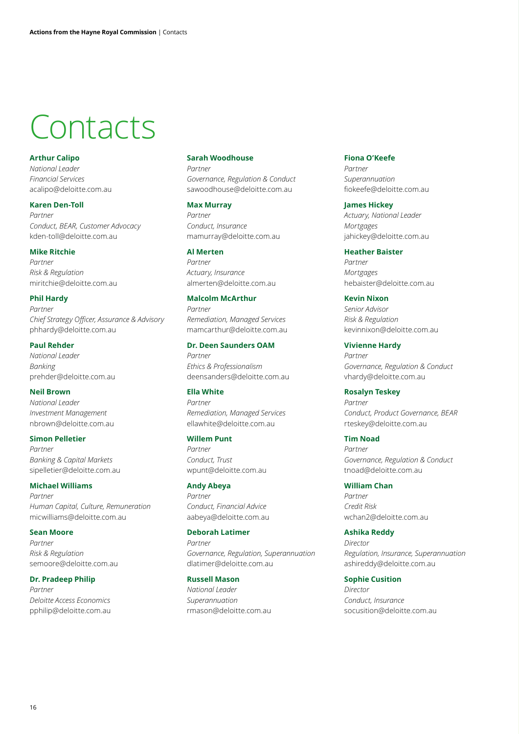# Contacts

**Arthur Calipo**
*National Leader*
*Financial Services*
acalipo@deloitte.com.au

**Karen Den-Toll**
*Partner*
*Conduct, BEAR, Customer Advocacy*
kden-toll@deloitte.com.au

**Mike Ritchie**
*Partner*
*Risk & Regulation*
miritchie@deloitte.com.au

**Phil Hardy**
*Partner*
*Chief Strategy Officer, Assurance & Advisory*
phhardy@deloitte.com.au

**Paul Rehder**
*National Leader*
*Banking*
prehder@deloitte.com.au

**Neil Brown**
*National Leader*
*Investment Management*
nbrown@deloitte.com.au

**Simon Pelletier**
*Partner*
*Banking & Capital Markets*
sipelletier@deloitte.com.au

**Michael Williams**
*Partner*
*Human Capital, Culture, Remuneration*
micwilliams@deloitte.com.au

**Sean Moore**
*Partner*
*Risk & Regulation*
semoore@deloitte.com.au

**Dr. Pradeep Philip**
*Partner*
*Deloitte Access Economics*
pphilip@deloitte.com.au

**Sarah Woodhouse**
*Partner*
*Governance, Regulation & Conduct*
sawoodhouse@deloitte.com.au

**Max Murray**
*Partner*
*Conduct, Insurance*
mamurray@deloitte.com.au

**Al Merten**
*Partner*
*Actuary, Insurance*
almerten@deloitte.com.au

**Malcolm McArthur**
*Partner*
*Remediation, Managed Services*
mamcarthur@deloitte.com.au

**Dr. Deen Saunders OAM**
*Partner*
*Ethics & Professionalism*
deensanders@deloitte.com.au

**Ella White**
*Partner*
*Remediation, Managed Services*
ellawhite@deloitte.com.au

**Willem Punt**
*Partner*
*Conduct, Trust*
wpunt@deloitte.com.au

**Andy Abeya**
*Partner*
*Conduct, Financial Advice*
aabeya@deloitte.com.au

**Deborah Latimer**
*Partner*
*Governance, Regulation, Superannuation*
dlatimer@deloitte.com.au

**Russell Mason**
*National Leader*
*Superannuation*
rmason@deloitte.com.au

**Fiona O'Keefe**
*Partner*
*Superannuation*
fiokeefe@deloitte.com.au

**James Hickey**
*Actuary, National Leader*
*Mortgages*
jahickey@deloitte.com.au

**Heather Baister**
*Partner*
*Mortgages*
hebaister@deloitte.com.au

**Kevin Nixon**
*Senior Advisor*
*Risk & Regulation*
kevinnixon@deloitte.com.au

**Vivienne Hardy**
*Partner*
*Governance, Regulation & Conduct*
vhardy@deloitte.com.au

**Rosalyn Teskey**
*Partner*
*Conduct, Product Governance, BEAR*
rteskey@deloitte.com.au

**Tim Noad**
*Partner*
*Governance, Regulation & Conduct*
tnoad@deloitte.com.au

**William Chan**
*Partner*
*Credit Risk*
wchan2@deloitte.com.au

**Ashika Reddy**
*Director*
*Regulation, Insurance, Superannuation*
ashireddy@deloitte.com.au

**Sophie Cusition**
*Director*
*Conduct, Insurance*
socusition@deloitte.com.au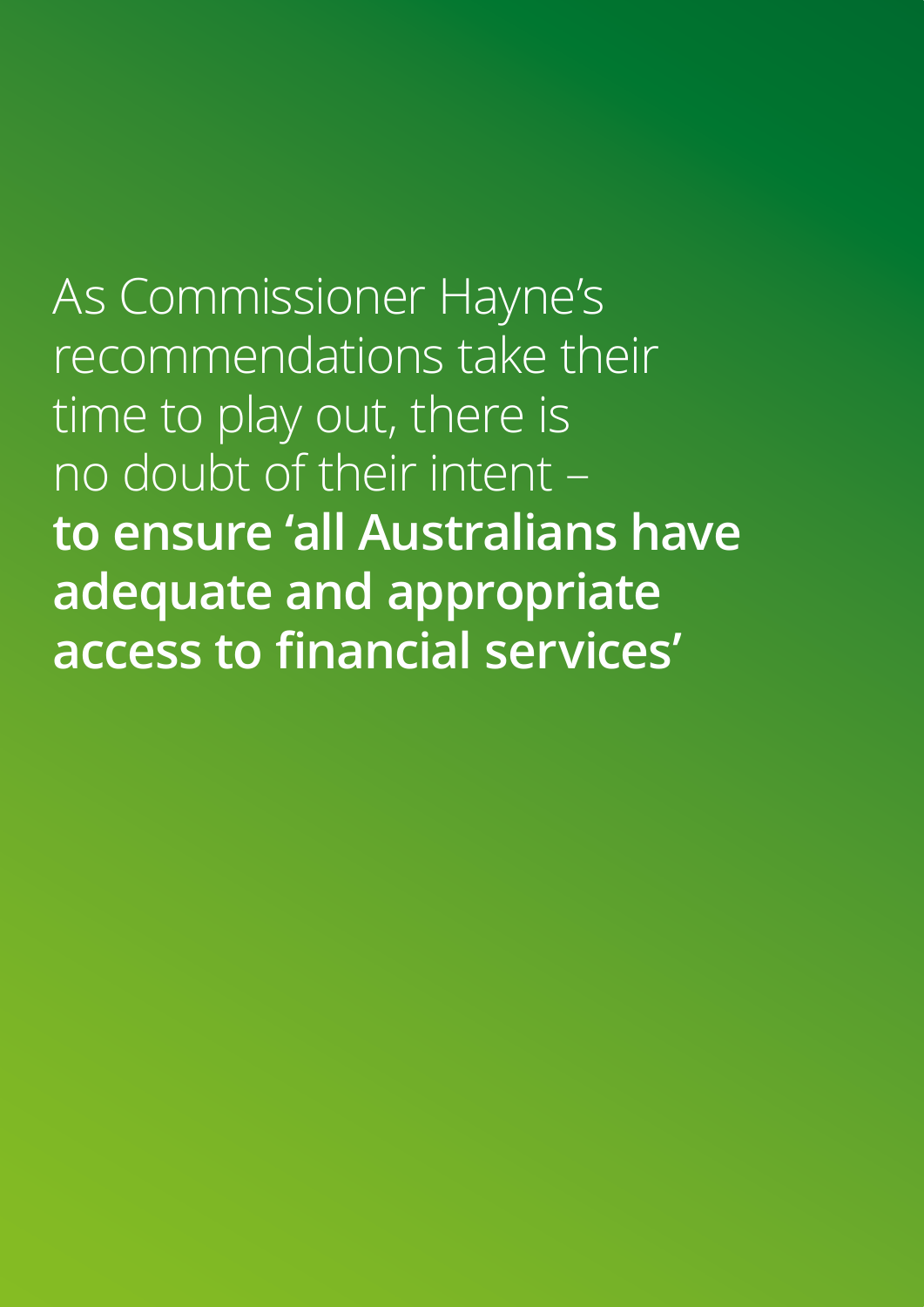As Commissioner Hayne's recommendations take their time to play out, there is no doubt of their intent – **to ensure 'all Australians have adequate and appropriate access to financial services'**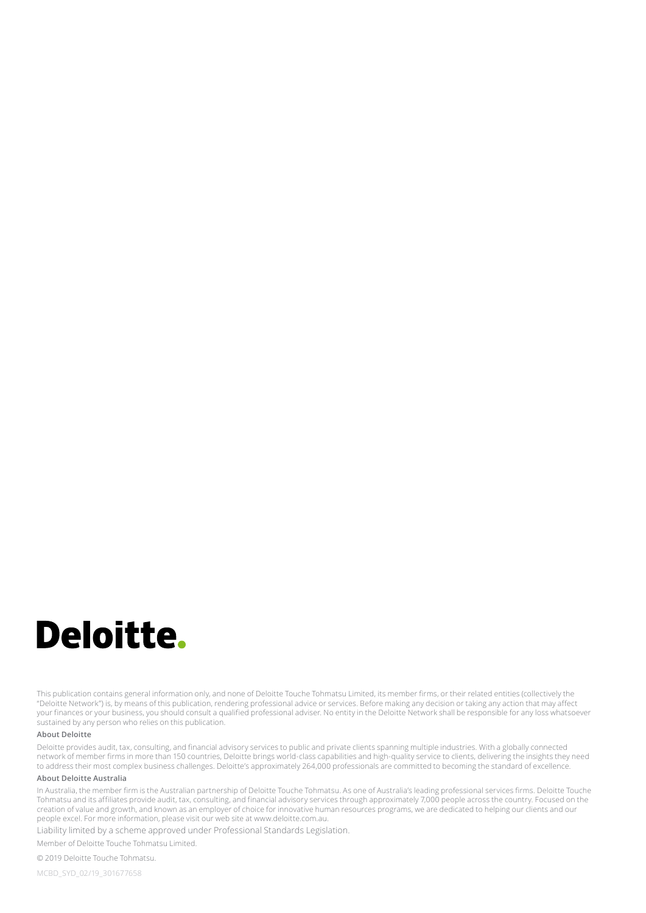# Deloitte.

This publication contains general information only, and none of Deloitte Touche Tohmatsu Limited, its member firms, or their related entities (collectively the "Deloitte Network") is, by means of this publication, rendering professional advice or services. Before making any decision or taking any action that may affect your finances or your business, you should consult a qualified professional adviser. No entity in the Deloitte Network shall be responsible for any loss whatsoever sustained by any person who relies on this publication.

**About Deloitte**

Deloitte provides audit, tax, consulting, and financial advisory services to public and private clients spanning multiple industries. With a globally connected network of member firms in more than 150 countries, Deloitte brings world-class capabilities and high-quality service to clients, delivering the insights they need to address their most complex business challenges. Deloitte's approximately 264,000 professionals are committed to becoming the standard of excellence.

**About Deloitte Australia**

In Australia, the member firm is the Australian partnership of Deloitte Touche Tohmatsu. As one of Australia's leading professional services firms. Deloitte Touche Tohmatsu and its affiliates provide audit, tax, consulting, and financial advisory services through approximately 7,000 people across the country. Focused on the creation of value and growth, and known as an employer of choice for innovative human resources programs, we are dedicated to helping our clients and our people excel. For more information, please visit our web site at www.deloitte.com.au.

Liability limited by a scheme approved under Professional Standards Legislation.

Member of Deloitte Touche Tohmatsu Limited.

© 2019 Deloitte Touche Tohmatsu.

MCBD_SYD_02/19_301677658